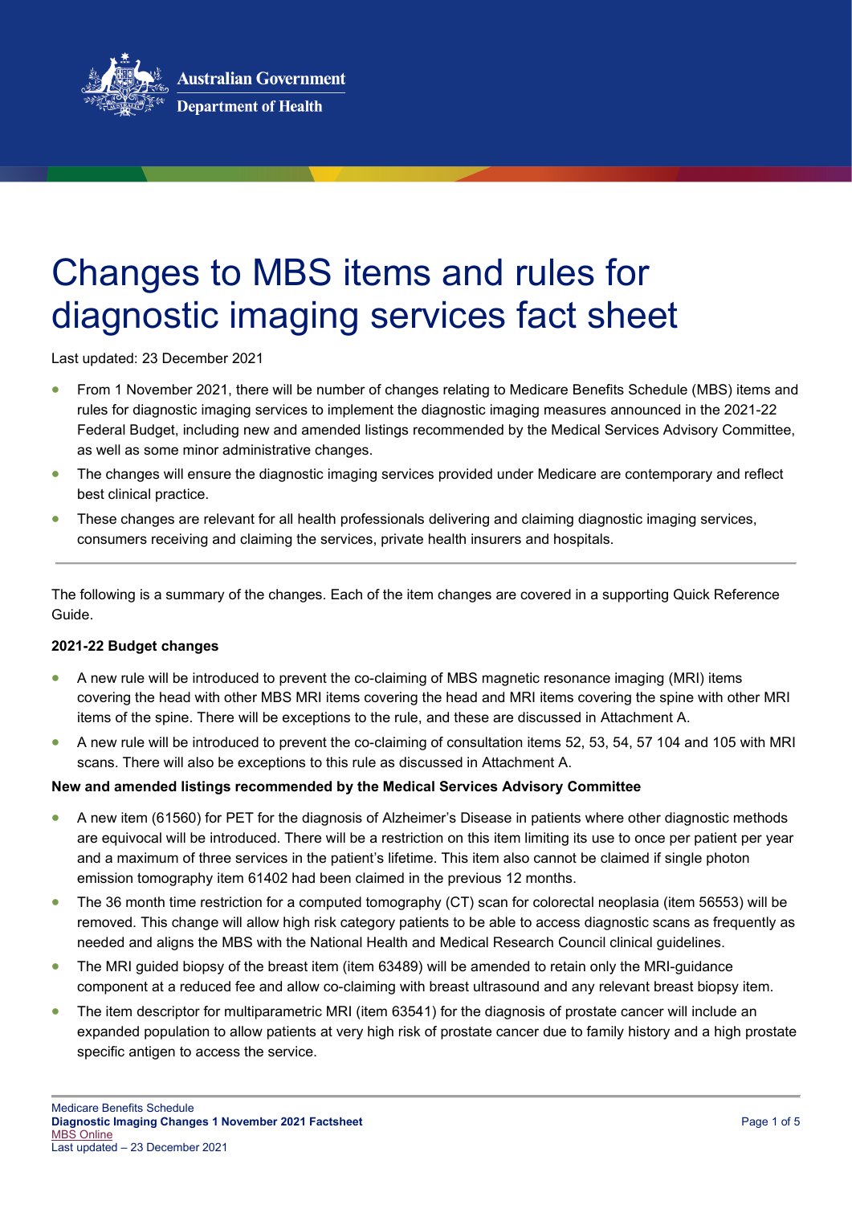# Changes to MBS items and rules for diagnostic imaging services fact sheet

Last updated: 23 December 2021

- From 1 November 2021, there will be number of changes relating to Medicare Benefits Schedule (MBS) items and rules for diagnostic imaging services to implement the diagnostic imaging measures announced in the 2021-22 Federal Budget, including new and amended listings recommended by the Medical Services Advisory Committee, as well as some minor administrative changes.
- The changes will ensure the diagnostic imaging services provided under Medicare are contemporary and reflect best clinical practice.
- These changes are relevant for all health professionals delivering and claiming diagnostic imaging services, consumers receiving and claiming the services, private health insurers and hospitals.

---

The following is a summary of the changes. Each of the item changes are covered in a supporting Quick Reference Guide.

**2021-22 Budget changes**

- A new rule will be introduced to prevent the co-claiming of MBS magnetic resonance imaging (MRI) items covering the head with other MBS MRI items covering the head and MRI items covering the spine with other MRI items of the spine. There will be exceptions to the rule, and these are discussed in Attachment A.
- A new rule will be introduced to prevent the co-claiming of consultation items 52, 53, 54, 57 104 and 105 with MRI scans. There will also be exceptions to this rule as discussed in Attachment A.

**New and amended listings recommended by the Medical Services Advisory Committee**

- A new item (61560) for PET for the diagnosis of Alzheimer's Disease in patients where other diagnostic methods are equivocal will be introduced. There will be a restriction on this item limiting its use to once per patient per year and a maximum of three services in the patient's lifetime. This item also cannot be claimed if single photon emission tomography item 61402 had been claimed in the previous 12 months.
- The 36 month time restriction for a computed tomography (CT) scan for colorectal neoplasia (item 56553) will be removed. This change will allow high risk category patients to be able to access diagnostic scans as frequently as needed and aligns the MBS with the National Health and Medical Research Council clinical guidelines.
- The MRI guided biopsy of the breast item (item 63489) will be amended to retain only the MRI-guidance component at a reduced fee and allow co-claiming with breast ultrasound and any relevant breast biopsy item.
- The item descriptor for multiparametric MRI (item 63541) for the diagnosis of prostate cancer will include an expanded population to allow patients at very high risk of prostate cancer due to family history and a high prostate specific antigen to access the service.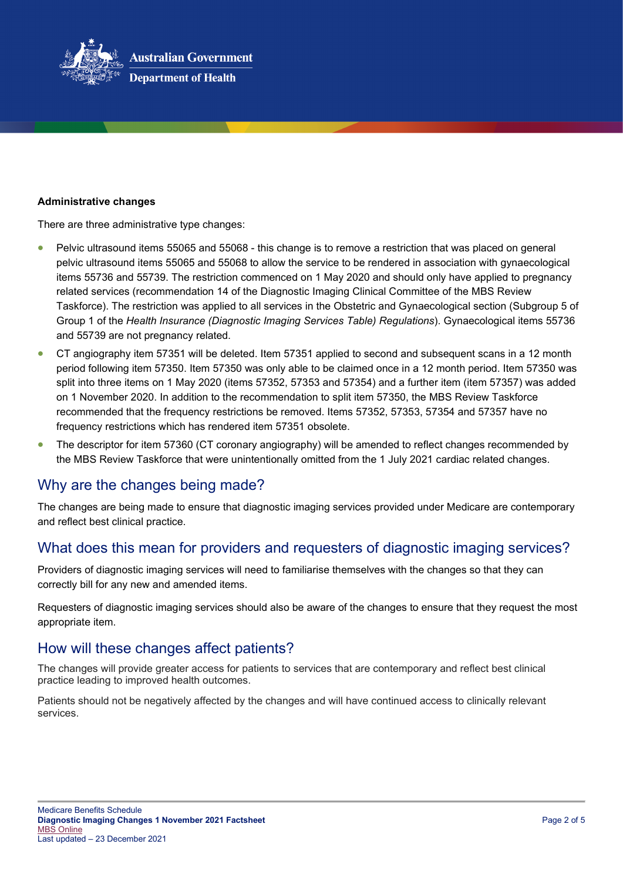**Administrative changes**

There are three administrative type changes:

- Pelvic ultrasound items 55065 and 55068 - this change is to remove a restriction that was placed on general pelvic ultrasound items 55065 and 55068 to allow the service to be rendered in association with gynaecological items 55736 and 55739. The restriction commenced on 1 May 2020 and should only have applied to pregnancy related services (recommendation 14 of the Diagnostic Imaging Clinical Committee of the MBS Review Taskforce). The restriction was applied to all services in the Obstetric and Gynaecological section (Subgroup 5 of Group 1 of the *Health Insurance (Diagnostic Imaging Services Table) Regulations*). Gynaecological items 55736 and 55739 are not pregnancy related.
- CT angiography item 57351 will be deleted. Item 57351 applied to second and subsequent scans in a 12 month period following item 57350. Item 57350 was only able to be claimed once in a 12 month period. Item 57350 was split into three items on 1 May 2020 (items 57352, 57353 and 57354) and a further item (item 57357) was added on 1 November 2020. In addition to the recommendation to split item 57350, the MBS Review Taskforce recommended that the frequency restrictions be removed. Items 57352, 57353, 57354 and 57357 have no frequency restrictions which has rendered item 57351 obsolete.
- The descriptor for item 57360 (CT coronary angiography) will be amended to reflect changes recommended by the MBS Review Taskforce that were unintentionally omitted from the 1 July 2021 cardiac related changes.

## Why are the changes being made?

The changes are being made to ensure that diagnostic imaging services provided under Medicare are contemporary and reflect best clinical practice.

## What does this mean for providers and requesters of diagnostic imaging services?

Providers of diagnostic imaging services will need to familiarise themselves with the changes so that they can correctly bill for any new and amended items.

Requesters of diagnostic imaging services should also be aware of the changes to ensure that they request the most appropriate item.

## How will these changes affect patients?

The changes will provide greater access for patients to services that are contemporary and reflect best clinical practice leading to improved health outcomes.

Patients should not be negatively affected by the changes and will have continued access to clinically relevant services.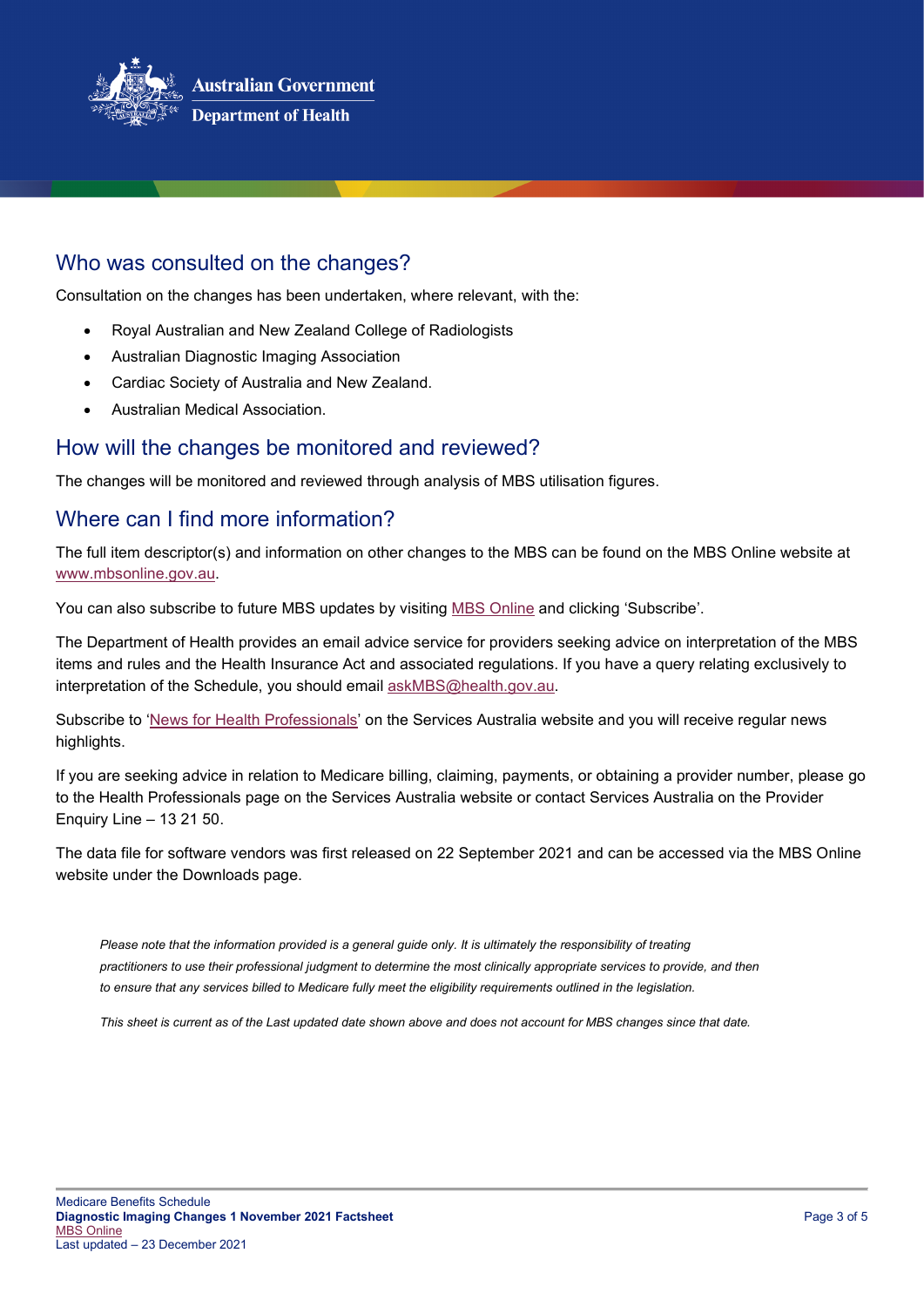## Who was consulted on the changes?

Consultation on the changes has been undertaken, where relevant, with the:

- Royal Australian and New Zealand College of Radiologists
- Australian Diagnostic Imaging Association
- Cardiac Society of Australia and New Zealand.
- Australian Medical Association.

## How will the changes be monitored and reviewed?

The changes will be monitored and reviewed through analysis of MBS utilisation figures.

## Where can I find more information?

The full item descriptor(s) and information on other changes to the MBS can be found on the MBS Online website at www.mbsonline.gov.au.

You can also subscribe to future MBS updates by visiting MBS Online and clicking 'Subscribe'.

The Department of Health provides an email advice service for providers seeking advice on interpretation of the MBS items and rules and the Health Insurance Act and associated regulations. If you have a query relating exclusively to interpretation of the Schedule, you should email askMBS@health.gov.au.

Subscribe to 'News for Health Professionals' on the Services Australia website and you will receive regular news highlights.

If you are seeking advice in relation to Medicare billing, claiming, payments, or obtaining a provider number, please go to the Health Professionals page on the Services Australia website or contact Services Australia on the Provider Enquiry Line – 13 21 50.

The data file for software vendors was first released on 22 September 2021 and can be accessed via the MBS Online website under the Downloads page.

*Please note that the information provided is a general guide only. It is ultimately the responsibility of treating practitioners to use their professional judgment to determine the most clinically appropriate services to provide, and then to ensure that any services billed to Medicare fully meet the eligibility requirements outlined in the legislation.*

*This sheet is current as of the Last updated date shown above and does not account for MBS changes since that date.*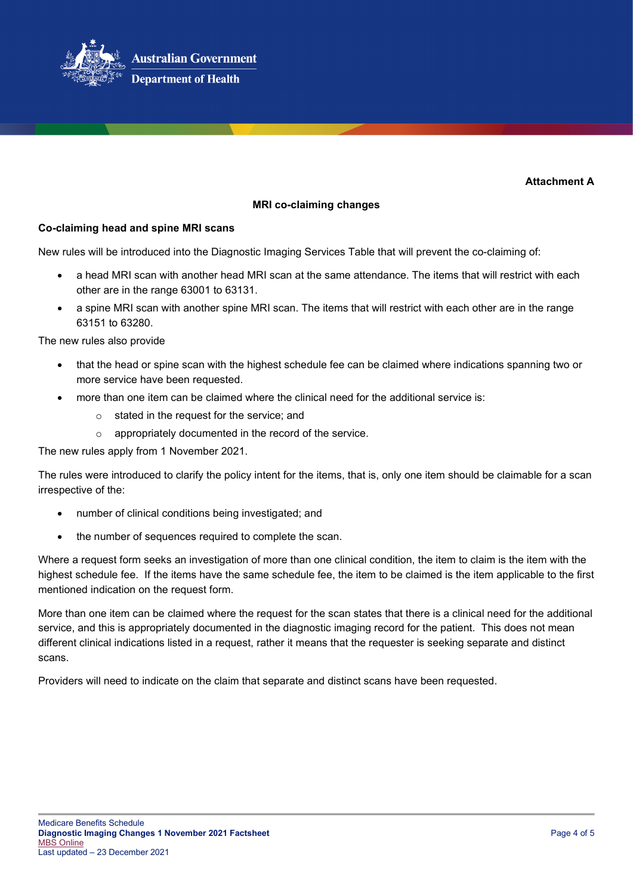**Attachment A**

## MRI co-claiming changes

### Co-claiming head and spine MRI scans

New rules will be introduced into the Diagnostic Imaging Services Table that will prevent the co-claiming of:

- a head MRI scan with another head MRI scan at the same attendance. The items that will restrict with each other are in the range 63001 to 63131.
- a spine MRI scan with another spine MRI scan. The items that will restrict with each other are in the range 63151 to 63280.

The new rules also provide

- that the head or spine scan with the highest schedule fee can be claimed where indications spanning two or more service have been requested.
- more than one item can be claimed where the clinical need for the additional service is:
  - stated in the request for the service; and
  - appropriately documented in the record of the service.

The new rules apply from 1 November 2021.

The rules were introduced to clarify the policy intent for the items, that is, only one item should be claimable for a scan irrespective of the:

- number of clinical conditions being investigated; and
- the number of sequences required to complete the scan.

Where a request form seeks an investigation of more than one clinical condition, the item to claim is the item with the highest schedule fee. If the items have the same schedule fee, the item to be claimed is the item applicable to the first mentioned indication on the request form.

More than one item can be claimed where the request for the scan states that there is a clinical need for the additional service, and this is appropriately documented in the diagnostic imaging record for the patient. This does not mean different clinical indications listed in a request, rather it means that the requester is seeking separate and distinct scans.

Providers will need to indicate on the claim that separate and distinct scans have been requested.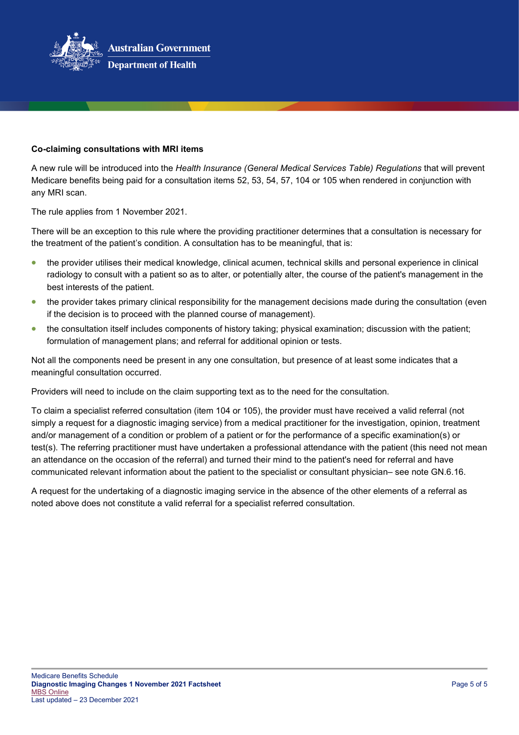**Co-claiming consultations with MRI items**

A new rule will be introduced into the *Health Insurance (General Medical Services Table) Regulations* that will prevent Medicare benefits being paid for a consultation items 52, 53, 54, 57, 104 or 105 when rendered in conjunction with any MRI scan.

The rule applies from 1 November 2021.

There will be an exception to this rule where the providing practitioner determines that a consultation is necessary for the treatment of the patient's condition. A consultation has to be meaningful, that is:

- the provider utilises their medical knowledge, clinical acumen, technical skills and personal experience in clinical radiology to consult with a patient so as to alter, or potentially alter, the course of the patient's management in the best interests of the patient.
- the provider takes primary clinical responsibility for the management decisions made during the consultation (even if the decision is to proceed with the planned course of management).
- the consultation itself includes components of history taking; physical examination; discussion with the patient; formulation of management plans; and referral for additional opinion or tests.

Not all the components need be present in any one consultation, but presence of at least some indicates that a meaningful consultation occurred.

Providers will need to include on the claim supporting text as to the need for the consultation.

To claim a specialist referred consultation (item 104 or 105), the provider must have received a valid referral (not simply a request for a diagnostic imaging service) from a medical practitioner for the investigation, opinion, treatment and/or management of a condition or problem of a patient or for the performance of a specific examination(s) or test(s). The referring practitioner must have undertaken a professional attendance with the patient (this need not mean an attendance on the occasion of the referral) and turned their mind to the patient's need for referral and have communicated relevant information about the patient to the specialist or consultant physician– see note GN.6.16.

A request for the undertaking of a diagnostic imaging service in the absence of the other elements of a referral as noted above does not constitute a valid referral for a specialist referred consultation.